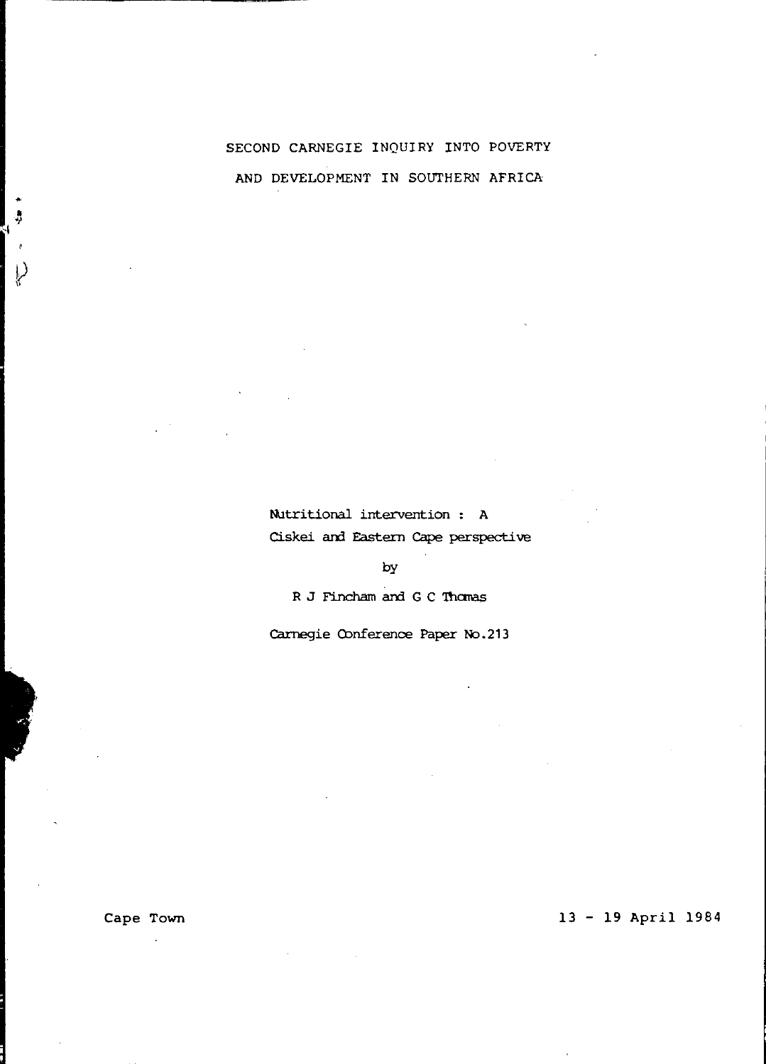# SECOND CARNEGIE INQUIRY INTO POVERTY AND DEVELOPMENT IN SOUTHERN AFRICA

## Nutritional intervention : A Ciskei and Eastern Cape perspective

by

R J Fincham and G C Thomas

Carnegie Conference Paper No.213

Cape Town

13 - 19 April 1984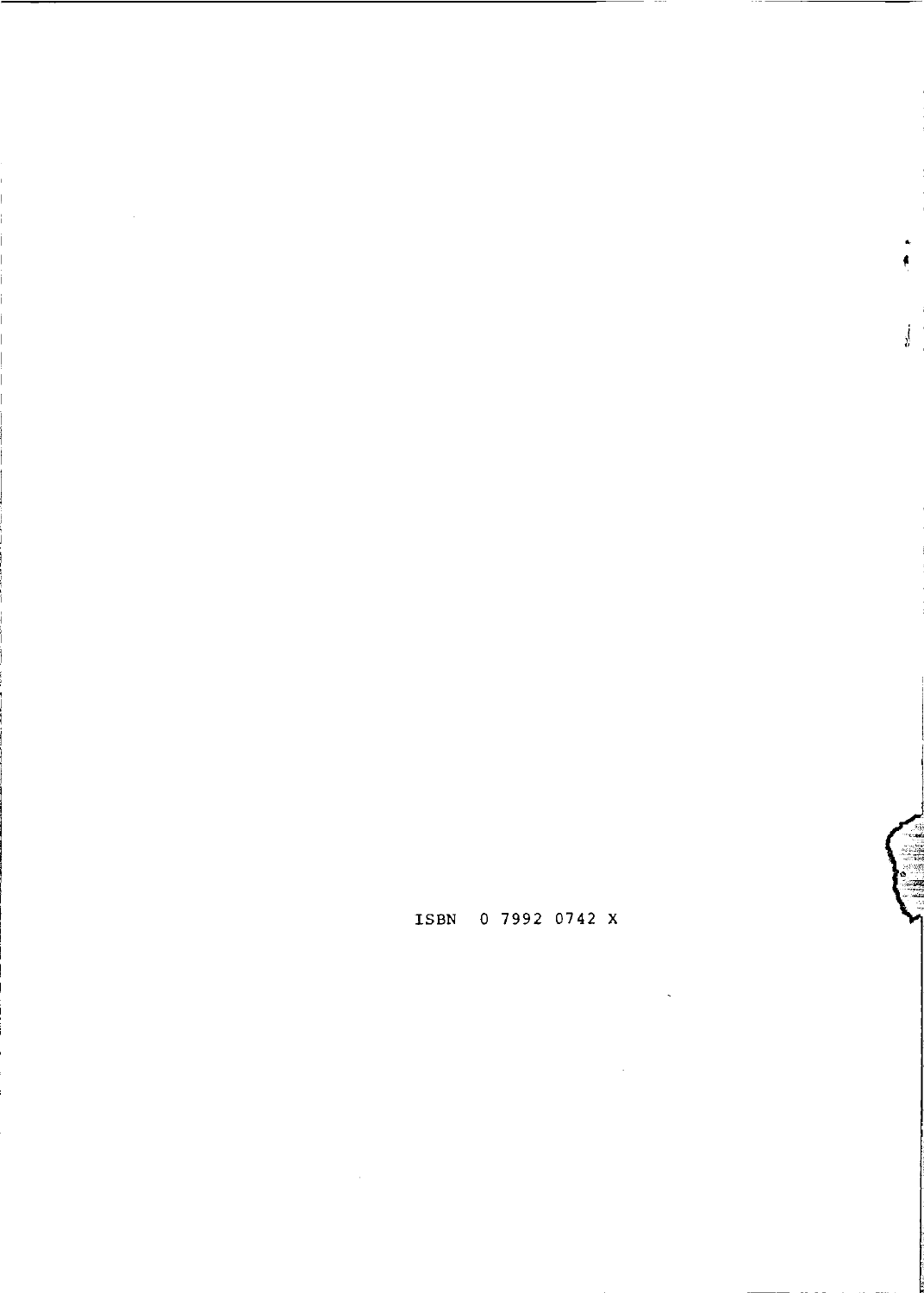ISBN 0 7992 0742 X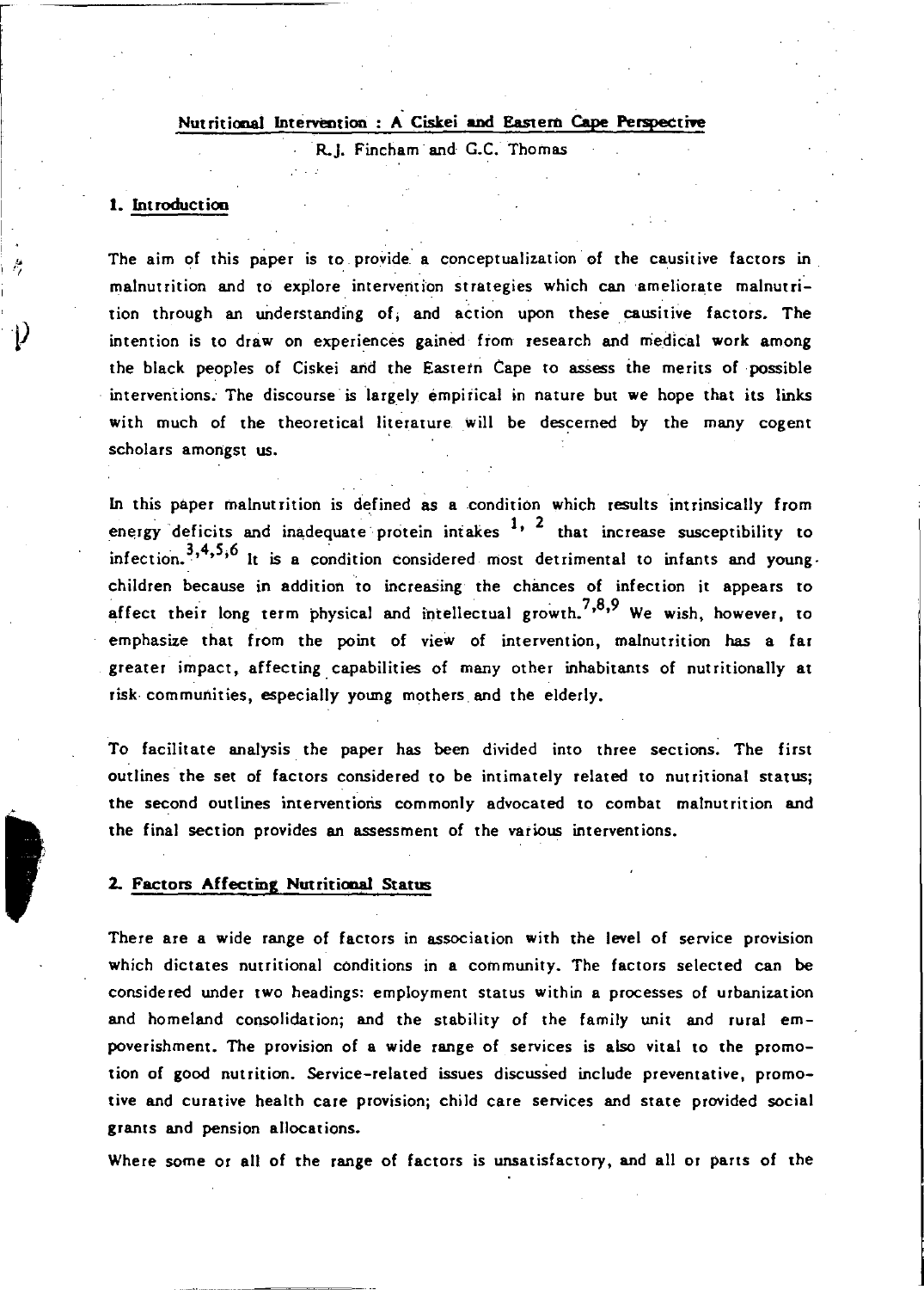# Nutritional Intervention : A Ciskei and Eastern Cape Perspective

R.J. Fincham and G.C. Thomas

## 1. Introduction

The aim of this paper is to provide a conceptualization of the causitive factors in malnutrition and to explore intervention strategies which can ameliorate malnutrition through an understanding of, and action upon these causitive factors. The intention is to draw on experiences gained from research and medical work among the black peoples of Ciskei and the Eastern Cape to assess the merits of possible interventions. The discourse is largely empirical in nature but we hope that its links with much of the theoretical literature will be descerned by the many cogent scholars amongst us.

In this paper malnutrition is defined as a condition which results intrinsically from energy deficits and inadequate protein intakes [1, 2] that increase susceptibility to infection.[3,4,5,6] It is a condition considered most detrimental to infants and young children because in addition to increasing the chances of infection it appears to affect their long term physical and intellectual growth.[7,8,9] We wish, however, to emphasize that from the point of view of intervention, malnutrition has a far greater impact, affecting capabilities of many other inhabitants of nutritionally at risk communities, especially young mothers and the elderly.

To facilitate analysis the paper has been divided into three sections. The first outlines the set of factors considered to be intimately related to nutritional status; the second outlines interventions commonly advocated to combat malnutrition and the final section provides an assessment of the various interventions.

## 2. Factors Affecting Nutritional Status

There are a wide range of factors in association with the level of service provision which dictates nutritional conditions in a community. The factors selected can be considered under two headings: employment status within a processes of urbanization and homeland consolidation; and the stability of the family unit and rural empoverishment. The provision of a wide range of services is also vital to the promotion of good nutrition. Service-related issues discussed include preventative, promotive and curative health care provision; child care services and state provided social grants and pension allocations.

Where some or all of the range of factors is unsatisfactory, and all or parts of the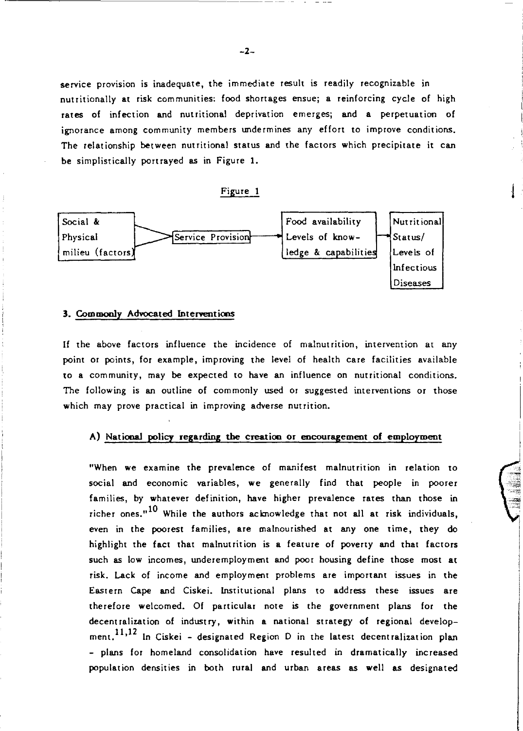service provision is inadequate, the immediate result is readily recognizable in nutritionally at risk communities: food shortages ensue; a reinforcing cycle of high rates of infection and nutritional deprivation emerges; and a perpetuation of ignorance among community members undermines any effort to improve conditions. The relationship between nutritional status and the factors which precipitate it can be simplistically portrayed as in Figure 1.

Figure 1

| Social & Physical milieu (factors) | → | Service Provision | → | Food availability Levels of knowledge & capabilities | → | Nutritional Status/ Levels of Infectious Diseases |
|---|---|---|---|---|---|---|

## 3. Commonly Advocated Interventions

If the above factors influence the incidence of malnutrition, intervention at any point or points, for example, improving the level of health care facilities available to a community, may be expected to have an influence on nutritional conditions. The following is an outline of commonly used or suggested interventions or those which may prove practical in improving adverse nutrition.

### A) National policy regarding the creation or encouragement of employment

"When we examine the prevalence of manifest malnutrition in relation to social and economic variables, we generally find that people in poorer families, by whatever definition, have higher prevalence rates than those in richer ones."[10] While the authors acknowledge that not all at risk individuals, even in the poorest families, are malnourished at any one time, they do highlight the fact that malnutrition is a feature of poverty and that factors such as low incomes, underemployment and poor housing define those most at risk. Lack of income and employment problems are important issues in the Eastern Cape and Ciskei. Institutional plans to address these issues are therefore welcomed. Of particular note is the government plans for the decentralization of industry, within a national strategy of regional development.[11,12] In Ciskei - designated Region D in the latest decentralization plan - plans for homeland consolidation have resulted in dramatically increased population densities in both rural and urban areas as well as designated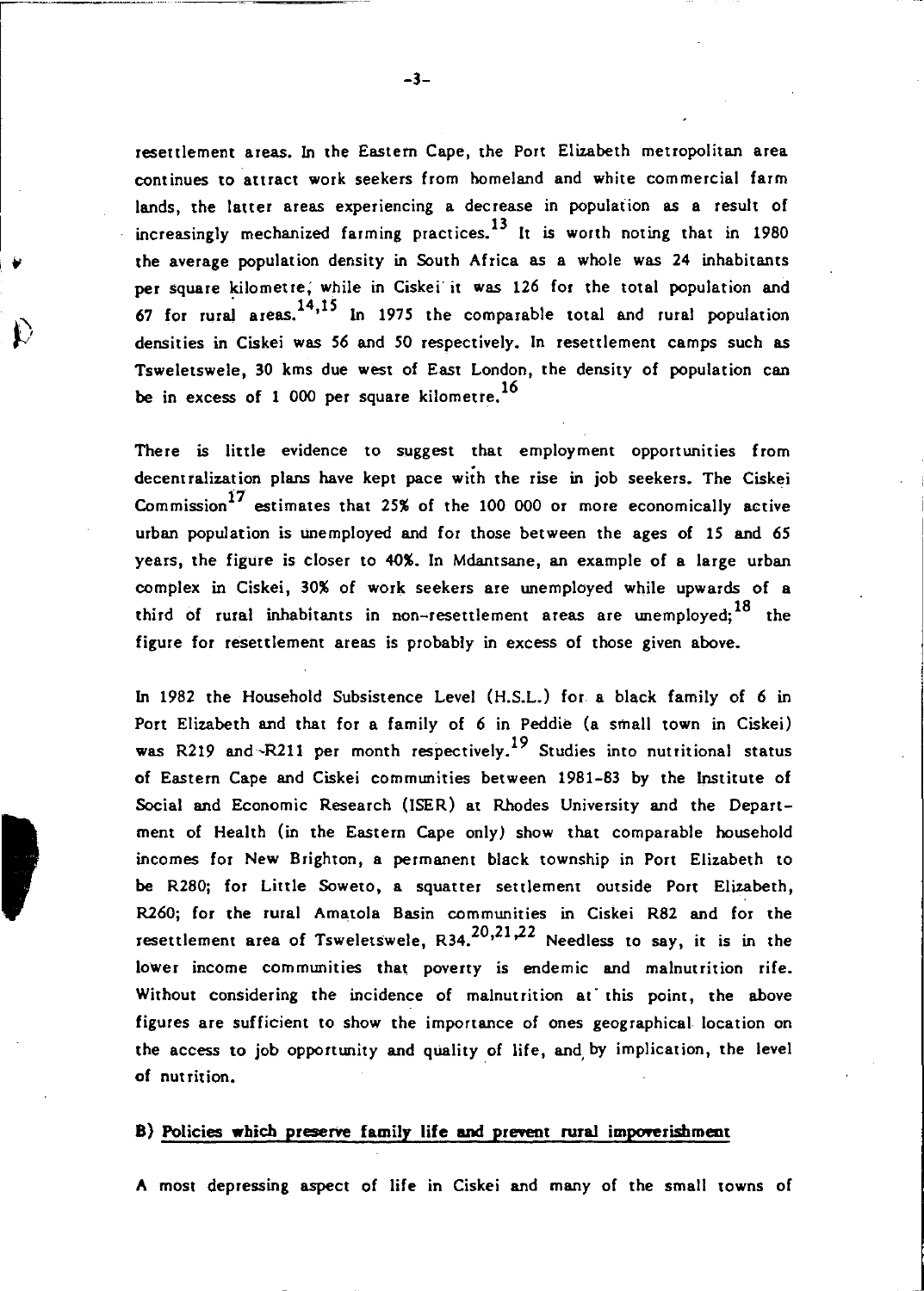resettlement areas. In the Eastern Cape, the Port Elizabeth metropolitan area continues to attract work seekers from homeland and white commercial farm lands, the latter areas experiencing a decrease in population as a result of increasingly mechanized farming practices.[13] It is worth noting that in 1980 the average population density in South Africa as a whole was 24 inhabitants per square kilometre, while in Ciskei it was 126 for the total population and 67 for rural areas.[14,15] In 1975 the comparable total and rural population densities in Ciskei was 56 and 50 respectively. In resettlement camps such as Tsweletswele, 30 kms due west of East London, the density of population can be in excess of 1 000 per square kilometre.[16]

There is little evidence to suggest that employment opportunities from decentralization plans have kept pace with the rise in job seekers. The Ciskei Commission[17] estimates that 25% of the 100 000 or more economically active urban population is unemployed and for those between the ages of 15 and 65 years, the figure is closer to 40%. In Mdantsane, an example of a large urban complex in Ciskei, 30% of work seekers are unemployed while upwards of a third of rural inhabitants in non-resettlement areas are unemployed;[18] the figure for resettlement areas is probably in excess of those given above.

In 1982 the Household Subsistence Level (H.S.L.) for a black family of 6 in Port Elizabeth and that for a family of 6 in Peddie (a small town in Ciskei) was R219 and R211 per month respectively.[19] Studies into nutritional status of Eastern Cape and Ciskei communities between 1981-83 by the Institute of Social and Economic Research (ISER) at Rhodes University and the Department of Health (in the Eastern Cape only) show that comparable household incomes for New Brighton, a permanent black township in Port Elizabeth to be R280; for Little Soweto, a squatter settlement outside Port Elizabeth, R260; for the rural Amatola Basin communities in Ciskei R82 and for the resettlement area of Tsweletswele, R34.[20,21,22] Needless to say, it is in the lower income communities that poverty is endemic and malnutrition rife. Without considering the incidence of malnutrition at this point, the above figures are sufficient to show the importance of ones geographical location on the access to job opportunity and quality of life, and by implication, the level of nutrition.

## B) <u>Policies which preserve family life and prevent rural impoverishment</u>

A most depressing aspect of life in Ciskei and many of the small towns of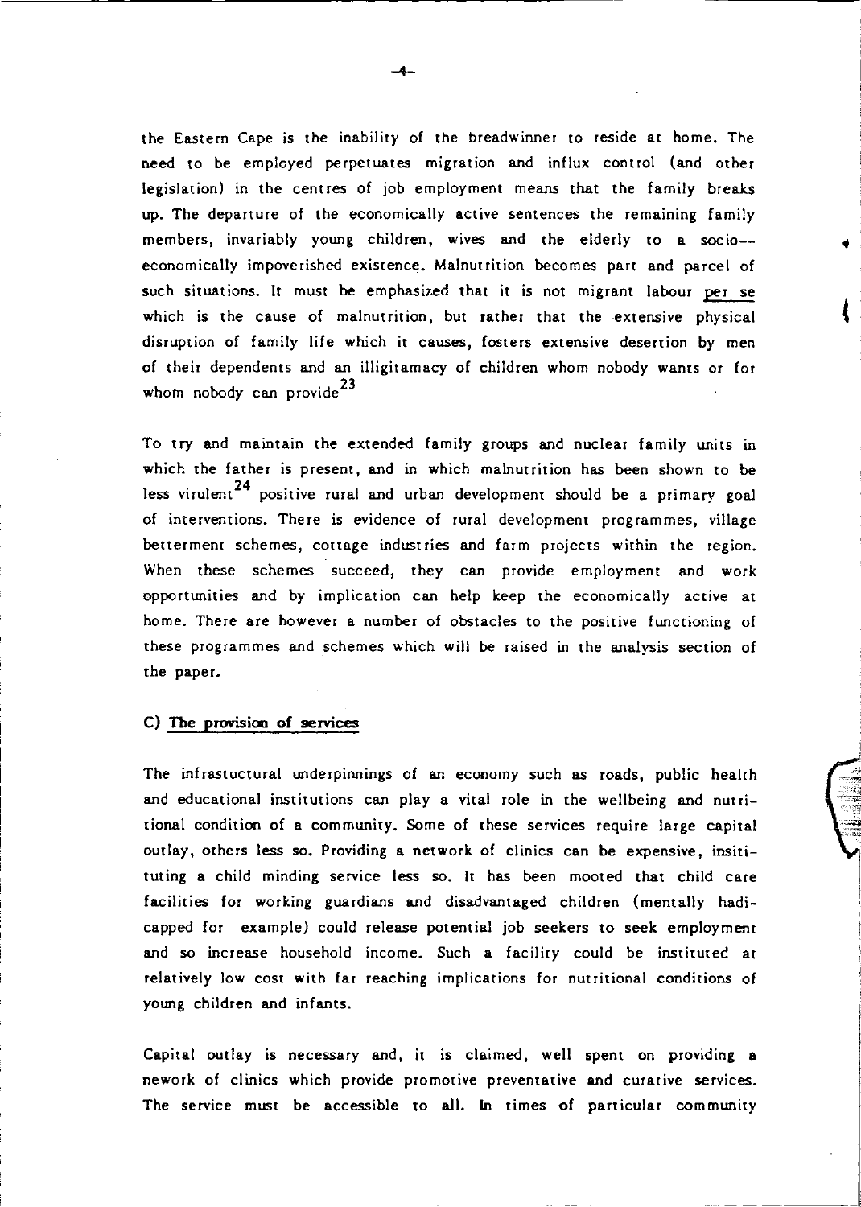the Eastern Cape is the inability of the breadwinner to reside at home. The need to be employed perpetuates migration and influx control (and other legislation) in the centres of job employment means that the family breaks up. The departure of the economically active sentences the remaining family members, invariably young children, wives and the elderly to a socio--economically impoverished existence. Malnutrition becomes part and parcel of such situations. It must be emphasized that it is not migrant labour per se which is the cause of malnutrition, but rather that the extensive physical disruption of family life which it causes, fosters extensive desertion by men of their dependents and an illigitamacy of children whom nobody wants or for whom nobody can provide[23]

To try and maintain the extended family groups and nuclear family units in which the father is present, and in which malnutrition has been shown to be less virulent[24] positive rural and urban development should be a primary goal of interventions. There is evidence of rural development programmes, village betterment schemes, cottage industries and farm projects within the region. When these schemes succeed, they can provide employment and work opportunities and by implication can help keep the economically active at home. There are however a number of obstacles to the positive functioning of these programmes and schemes which will be raised in the analysis section of the paper.

### C) The provision of services

The infrastuctural underpinnings of an economy such as roads, public health and educational institutions can play a vital role in the wellbeing and nutritional condition of a community. Some of these services require large capital outlay, others less so. Providing a network of clinics can be expensive, insitituting a child minding service less so. It has been mooted that child care facilities for working guardians and disadvantaged children (mentally hadicapped for example) could release potential job seekers to seek employment and so increase household income. Such a facility could be instituted at relatively low cost with far reaching implications for nutritional conditions of young children and infants.

Capital outlay is necessary and, it is claimed, well spent on providing a nework of clinics which provide promotive preventative and curative services. The service must be accessible to all. In times of particular community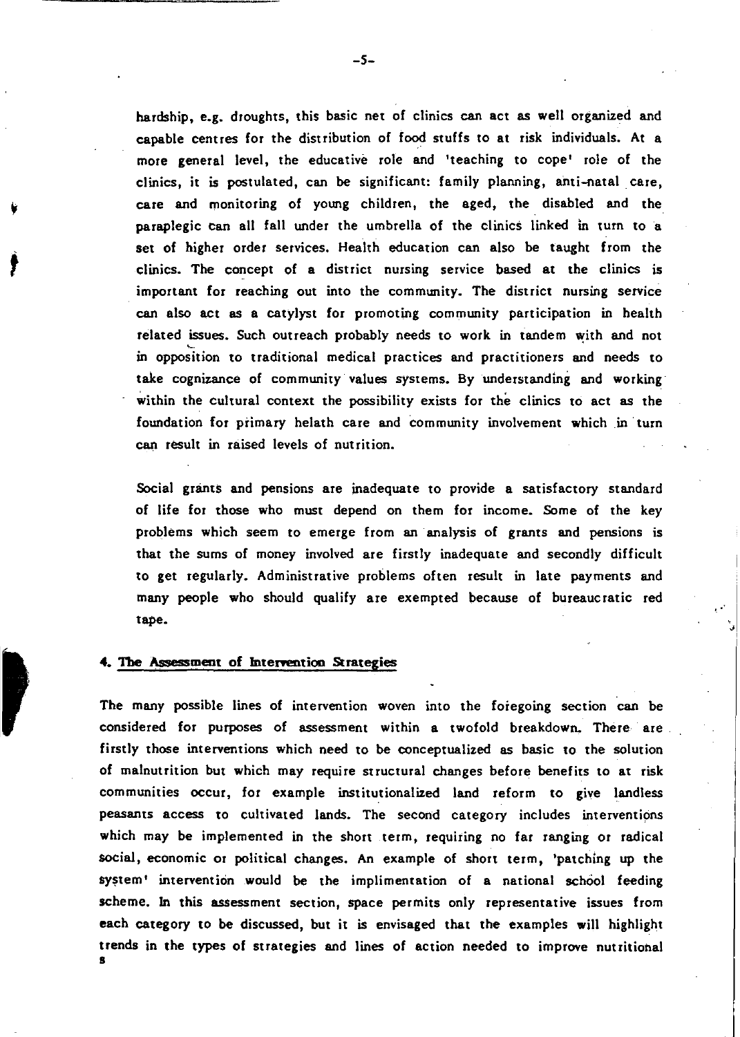hardship, e.g. droughts, this basic net of clinics can act as well organized and capable centres for the distribution of food stuffs to at risk individuals. At a more general level, the educative role and 'teaching to cope' role of the clinics, it is postulated, can be significant: family planning, anti-natal care, care and monitoring of young children, the aged, the disabled and the paraplegic can all fall under the umbrella of the clinics linked in turn to a set of higher order services. Health education can also be taught from the clinics. The concept of a district nursing service based at the clinics is important for reaching out into the community. The district nursing service can also act as a catylyst for promoting community participation in health related issues. Such outreach probably needs to work in tandem with and not in opposition to traditional medical practices and practitioners and needs to take cognizance of community values systems. By understanding and working within the cultural context the possibility exists for the clinics to act as the foundation for primary helath care and community involvement which in turn can result in raised levels of nutrition.

Social grants and pensions are inadequate to provide a satisfactory standard of life for those who must depend on them for income. Some of the key problems which seem to emerge from an analysis of grants and pensions is that the sums of money involved are firstly inadequate and secondly difficult to get regularly. Administrative problems often result in late payments and many people who should qualify are exempted because of bureaucratic red tape.

## 4. The Assessment of Intervention Strategies

The many possible lines of intervention woven into the foregoing section can be considered for purposes of assessment within a twofold breakdown. There are firstly those interventions which need to be conceptualized as basic to the solution of malnutrition but which may require structural changes before benefits to at risk communities occur, for example institutionalized land reform to give landless peasants access to cultivated lands. The second category includes interventions which may be implemented in the short term, requiring no far ranging or radical social, economic or political changes. An example of short term, 'patching up the system' intervention would be the implimentation of a national school feeding scheme. In this assessment section, space permits only representative issues from each category to be discussed, but it is envisaged that the examples will highlight trends in the types of strategies and lines of action needed to improve nutritional s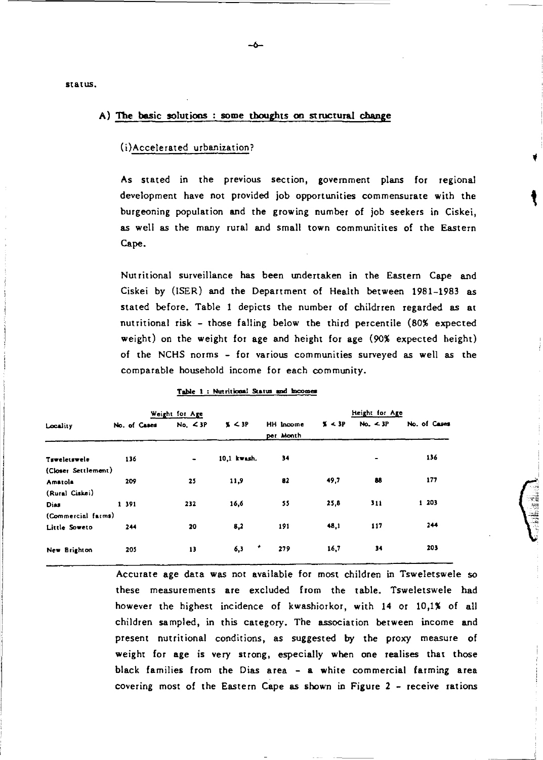status.

## A) The basic solutions : some thoughts on structural change

### (i)Accelerated urbanization?

As stated in the previous section, government plans for regional development have not provided job opportunities commensurate with the burgeoning population and the growing number of job seekers in Ciskei, as well as the many rural and small town communitites of the Eastern Cape.

Nutritional surveillance has been undertaken in the Eastern Cape and Ciskei by (ISER) and the Department of Health between 1981-1983 as stated before. Table 1 depicts the number of childrren regarded as at nutritional risk - those falling below the third percentile (80% expected weight) on the weight for age and height for age (90% expected height) of the NCHS norms - for various communities surveyed as well as the comparable household income for each community.

**Table 1 : Nutritional Status and Incomes**

| Locality | Weight for Age | | | | Height for Age | | |
|---|---|---|---|---|---|---|---|
| | No. of Cases | No. < 3P | % < 3P | HH Income per Month | % < 3P | No. < 3P | No. of Cases |
| Tsweletswele (Closer Settlement) | 136 | - | 10,1 kwash. | 34 | | - | 136 |
| Amatola (Rural Ciskei) | 209 | 25 | 11,9 | 82 | 49,7 | 88 | 177 |
| Dias (Commercial farms) | 1 391 | 232 | 16,6 | 55 | 25,8 | 311 | 1 203 |
| Little Soweto | 244 | 20 | 8,2 | 191 | 48,1 | 117 | 244 |
| New Brighton | 205 | 13 | 6,3 * | 279 | 16,7 | 34 | 203 |

Accurate age data was not available for most children in Tsweletswele so these measurements are excluded from the table. Tsweletswele had however the highest incidence of kwashiorkor, with 14 or 10,1% of all children sampled, in this category. The association between income and present nutritional conditions, as suggested by the proxy measure of weight for age is very strong, especially when one realises that those black families from the Dias area - a white commercial farming area covering most of the Eastern Cape as shown in Figure 2 - receive rations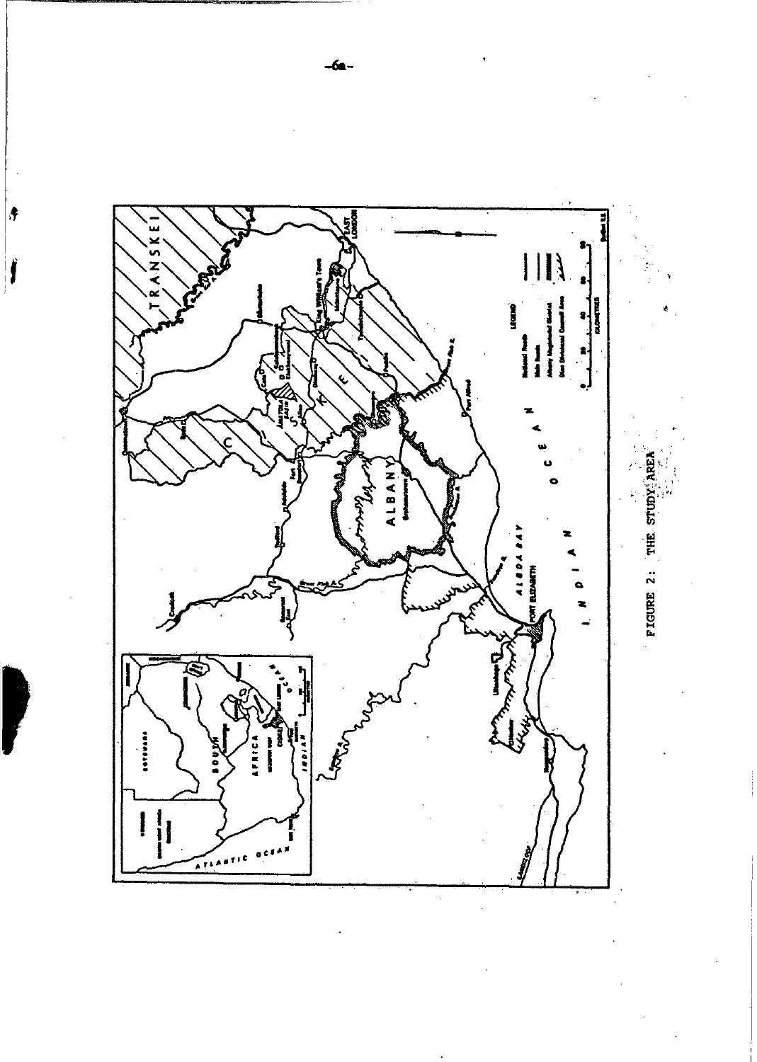FIGURE 2: THE STUDY AREA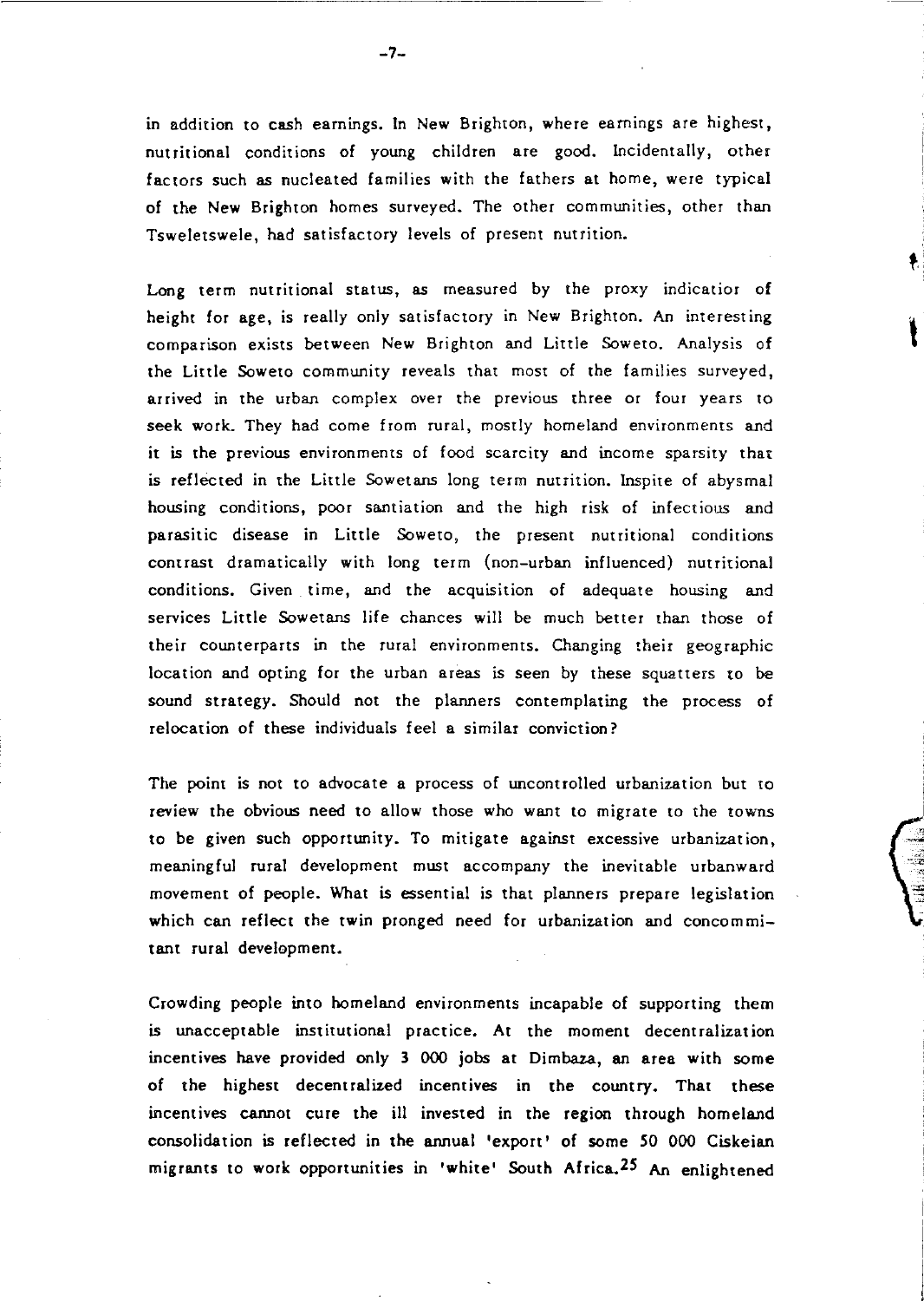in addition to cash earnings. In New Brighton, where earnings are highest, nutritional conditions of young children are good. Incidentally, other factors such as nucleated families with the fathers at home, were typical of the New Brighton homes surveyed. The other communities, other than Tsweletswele, had satisfactory levels of present nutrition.

Long term nutritional status, as measured by the proxy indicatior of height for age, is really only satisfactory in New Brighton. An interesting comparison exists between New Brighton and Little Soweto. Analysis of the Little Soweto community reveals that most of the families surveyed, arrived in the urban complex over the previous three or four years to seek work. They had come from rural, mostly homeland environments and it is the previous environments of food scarcity and income sparsity that is reflected in the Little Sowetans long term nutrition. Inspite of abysmal housing conditions, poor santiation and the high risk of infectious and parasitic disease in Little Soweto, the present nutritional conditions contrast dramatically with long term (non-urban influenced) nutritional conditions. Given time, and the acquisition of adequate housing and services Little Sowetans life chances will be much better than those of their counterparts in the rural environments. Changing their geographic location and opting for the urban areas is seen by these squatters to be sound strategy. Should not the planners contemplating the process of relocation of these individuals feel a similar conviction?

The point is not to advocate a process of uncontrolled urbanization but to review the obvious need to allow those who want to migrate to the towns to be given such opportunity. To mitigate against excessive urbanization, meaningful rural development must accompany the inevitable urbanward movement of people. What is essential is that planners prepare legislation which can reflect the twin pronged need for urbanization and concommitant rural development.

Crowding people into homeland environments incapable of supporting them is unacceptable institutional practice. At the moment decentralization incentives have provided only 3 000 jobs at Dimbaza, an area with some of the highest decentralized incentives in the country. That these incentives cannot cure the ill invested in the region through homeland consolidation is reflected in the annual 'export' of some 50 000 Ciskeian migrants to work opportunities in 'white' South Africa.[25] An enlightened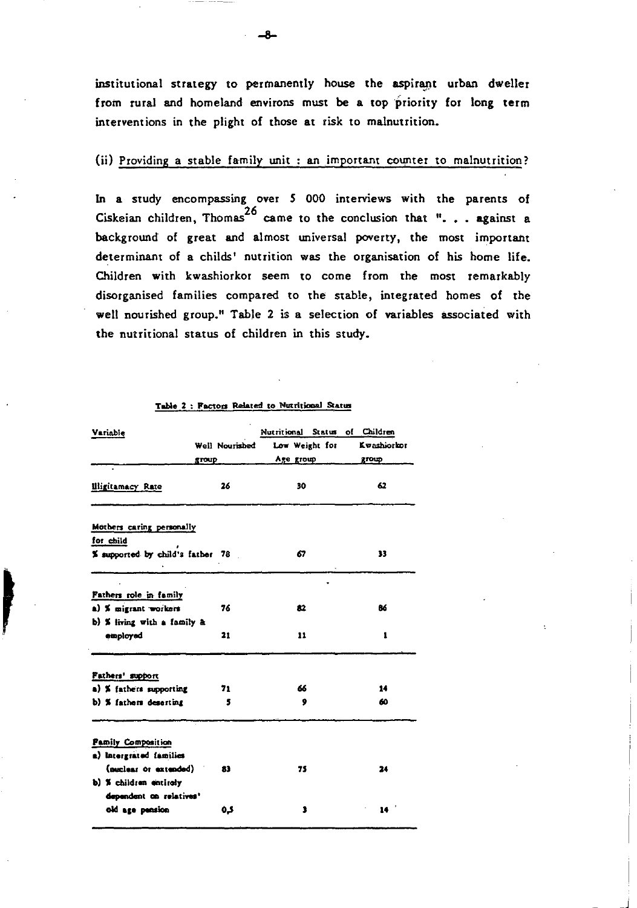institutional strategy to permanently house the aspirant urban dweller from rural and homeland environs must be a top priority for long term interventions in the plight of those at risk to malnutrition.

(ii) Providing a stable family unit : an important counter to malnutrition?

In a study encompassing over 5 000 interviews with the parents of Ciskeian children, Thomas[26] came to the conclusion that ". . . against a background of great and almost universal poverty, the most important determinant of a childs' nutrition was the organisation of his home life. Children with kwashiorkor seem to come from the most remarkably disorganised families compared to the stable, integrated homes of the well nourished group." Table 2 is a selection of variables associated with the nutritional status of children in this study.

**Table 2 : Factors Related to Nutritional Status**

| Variable | Nutritional Status of Children | | |
|---|---|---|---|
| | Well Nourished group | Low Weight for Age group | Kwashiorkor group |
| Illigitamacy Rate | 26 | 30 | 62 |
| Mothers caring personally for child | | | |
| % supported by child's father | 78 | 67 | 33 |
| Fathers role in family | | | |
| a) % migrant workers | 76 | 82 | 86 |
| b) % living with a family & employed | 21 | 11 | 1 |
| Fathers' support | | | |
| a) % fathers supporting | 71 | 66 | 14 |
| b) % fathers deserting | 5 | 9 | 60 |
| Family Composition | | | |
| a) Intergrated families (nuclear or extended) | 83 | 75 | 24 |
| b) % children entirely dependent on relatives' old age pension | 0,5 | 3 | 14 |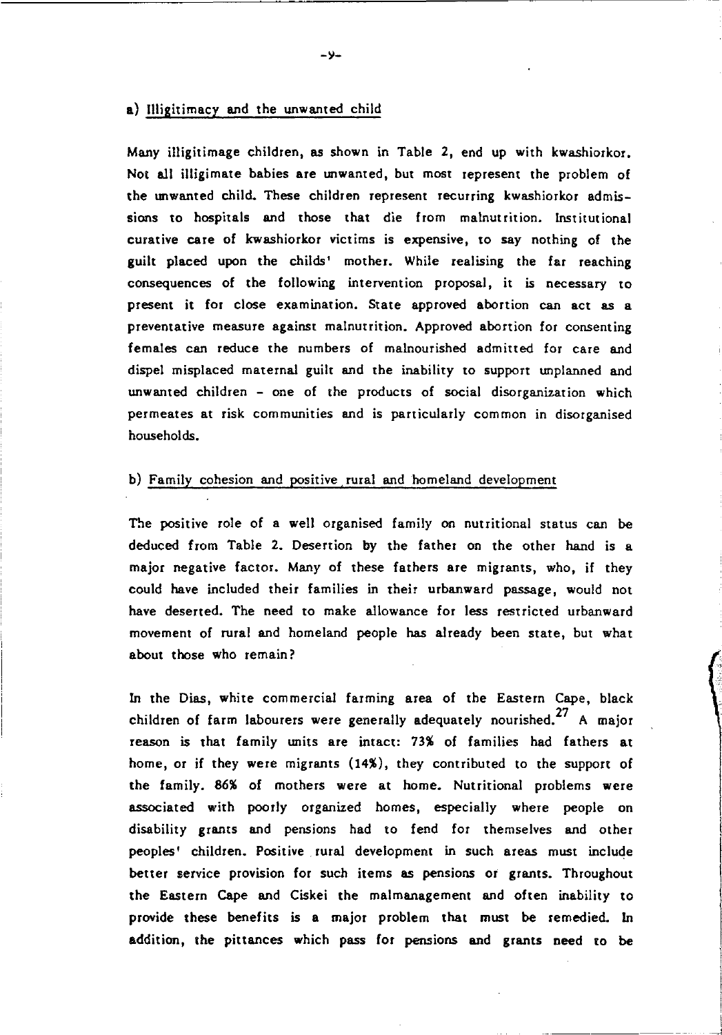a) Illigitimacy and the unwanted child

Many illigitimage children, as shown in Table 2, end up with kwashiorkor. Not all illigimate babies are unwanted, but most represent the problem of the unwanted child. These children represent recurring kwashiorkor admissions to hospitals and those that die from malnutrition. Institutional curative care of kwashiorkor victims is expensive, to say nothing of the guilt placed upon the childs' mother. While realising the far reaching consequences of the following intervention proposal, it is necessary to present it for close examination. State approved abortion can act as a preventative measure against malnutrition. Approved abortion for consenting females can reduce the numbers of malnourished admitted for care and dispel misplaced maternal guilt and the inability to support unplanned and unwanted children - one of the products of social disorganization which permeates at risk communities and is particularly common in disorganised households.

b) Family cohesion and positive rural and homeland development

The positive role of a well organised family on nutritional status can be deduced from Table 2. Desertion by the father on the other hand is a major negative factor. Many of these fathers are migrants, who, if they could have included their families in their urbanward passage, would not have deserted. The need to make allowance for less restricted urbanward movement of rural and homeland people has already been state, but what about those who remain?

In the Dias, white commercial farming area of the Eastern Cape, black children of farm labourers were generally adequately nourished.[27] A major reason is that family units are intact: 73% of families had fathers at home, or if they were migrants (14%), they contributed to the support of the family. 86% of mothers were at home. Nutritional problems were associated with poorly organized homes, especially where people on disability grants and pensions had to fend for themselves and other peoples' children. Positive rural development in such areas must include better service provision for such items as pensions or grants. Throughout the Eastern Cape and Ciskei the malmanagement and often inability to provide these benefits is a major problem that must be remedied. In addition, the pittances which pass for pensions and grants need to be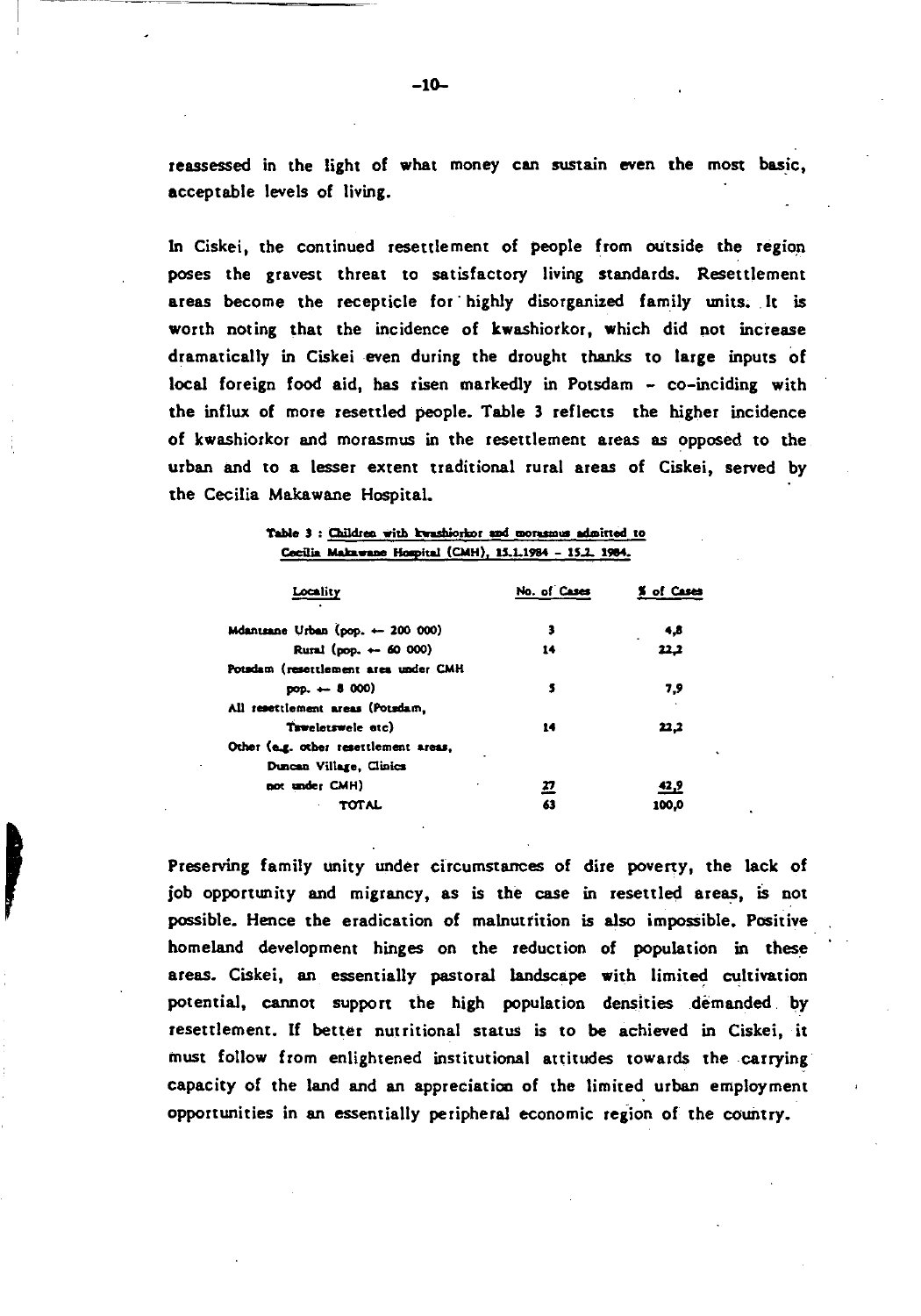reassessed in the light of what money can sustain even the most basic, acceptable levels of living.

In Ciskei, the continued resettlement of people from outside the region poses the gravest threat to satisfactory living standards. Resettlement areas become the recepticle for highly disorganized family units. It is worth noting that the incidence of kwashiorkor, which did not increase dramatically in Ciskei even during the drought thanks to large inputs of local foreign food aid, has risen markedly in Potsdam – co-inciding with the influx of more resettled people. Table 3 reflects the higher incidence of kwashiorkor and morasmus in the resettlement areas as opposed to the urban and to a lesser extent traditional rural areas of Ciskei, served by the Cecilia Makawane Hospital.

Table 3 : Children with kwashiorkor and morasmus admitted to Cecilia Makawane Hospital (CMH), 15.1.1984 – 15.2. 1984.

| Locality | No. of Cases | % of Cases |
|---|---|---|
| Mdantsane Urban (pop. ← 200 000) | 3 | 4,8 |
| Rural (pop. ← 60 000) | 14 | 22,2 |
| Potsdam (resettlement area under CMH pop. ← 8 000) | 5 | 7,9 |
| All resettlement areas (Potsdam, Tsweletswele etc) | 14 | 22,2 |
| Other (e.g. other resettlement areas, Duncan Village, Clinics not under CMH) | 27 | 42,9 |
| TOTAL | 63 | 100,0 |

Preserving family unity under circumstances of dire poverty, the lack of job opportunity and migrancy, as is the case in resettled areas, is not possible. Hence the eradication of malnutrition is also impossible. Positive homeland development hinges on the reduction of population in these areas. Ciskei, an essentially pastoral landscape with limited cultivation potential, cannot support the high population densities demanded by resettlement. If better nutritional status is to be achieved in Ciskei, it must follow from enlightened institutional attitudes towards the carrying capacity of the land and an appreciation of the limited urban employment opportunities in an essentially peripheral economic region of the country.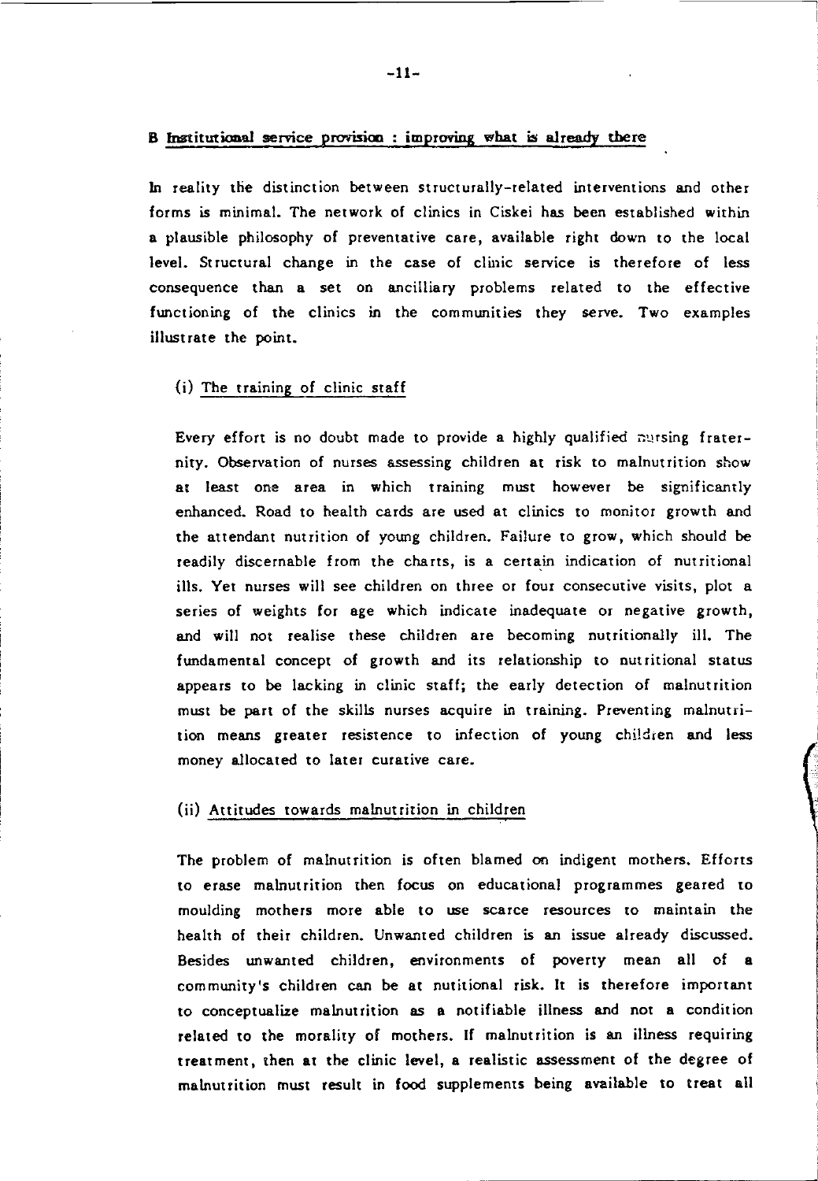### B Institutional service provision : improving what is already there

In reality the distinction between structurally-related interventions and other forms is minimal. The network of clinics in Ciskei has been established within a plausible philosophy of preventative care, available right down to the local level. Structural change in the case of clinic service is therefore of less consequence than a set on ancilliary problems related to the effective functioning of the clinics in the communities they serve. Two examples illustrate the point.

#### (i) The training of clinic staff

Every effort is no doubt made to provide a highly qualified nursing fraternity. Observation of nurses assessing children at risk to malnutrition show at least one area in which training must however be significantly enhanced. Road to health cards are used at clinics to monitor growth and the attendant nutrition of young children. Failure to grow, which should be readily discernable from the charts, is a certain indication of nutritional ills. Yet nurses will see children on three or four consecutive visits, plot a series of weights for age which indicate inadequate or negative growth, and will not realise these children are becoming nutritionally ill. The fundamental concept of growth and its relationship to nutritional status appears to be lacking in clinic staff; the early detection of malnutrition must be part of the skills nurses acquire in training. Preventing malnutrition means greater resistence to infection of young children and less money allocated to later curative care.

#### (ii) Attitudes towards malnutrition in children

The problem of malnutrition is often blamed on indigent mothers. Efforts to erase malnutrition then focus on educational programmes geared to moulding mothers more able to use scarce resources to maintain the health of their children. Unwanted children is an issue already discussed. Besides unwanted children, environments of poverty mean all of a community's children can be at nutitional risk. It is therefore important to conceptualize malnutrition as a notifiable illness and not a condition related to the morality of mothers. If malnutrition is an illness requiring treatment, then at the clinic level, a realistic assessment of the degree of malnutrition must result in food supplements being available to treat all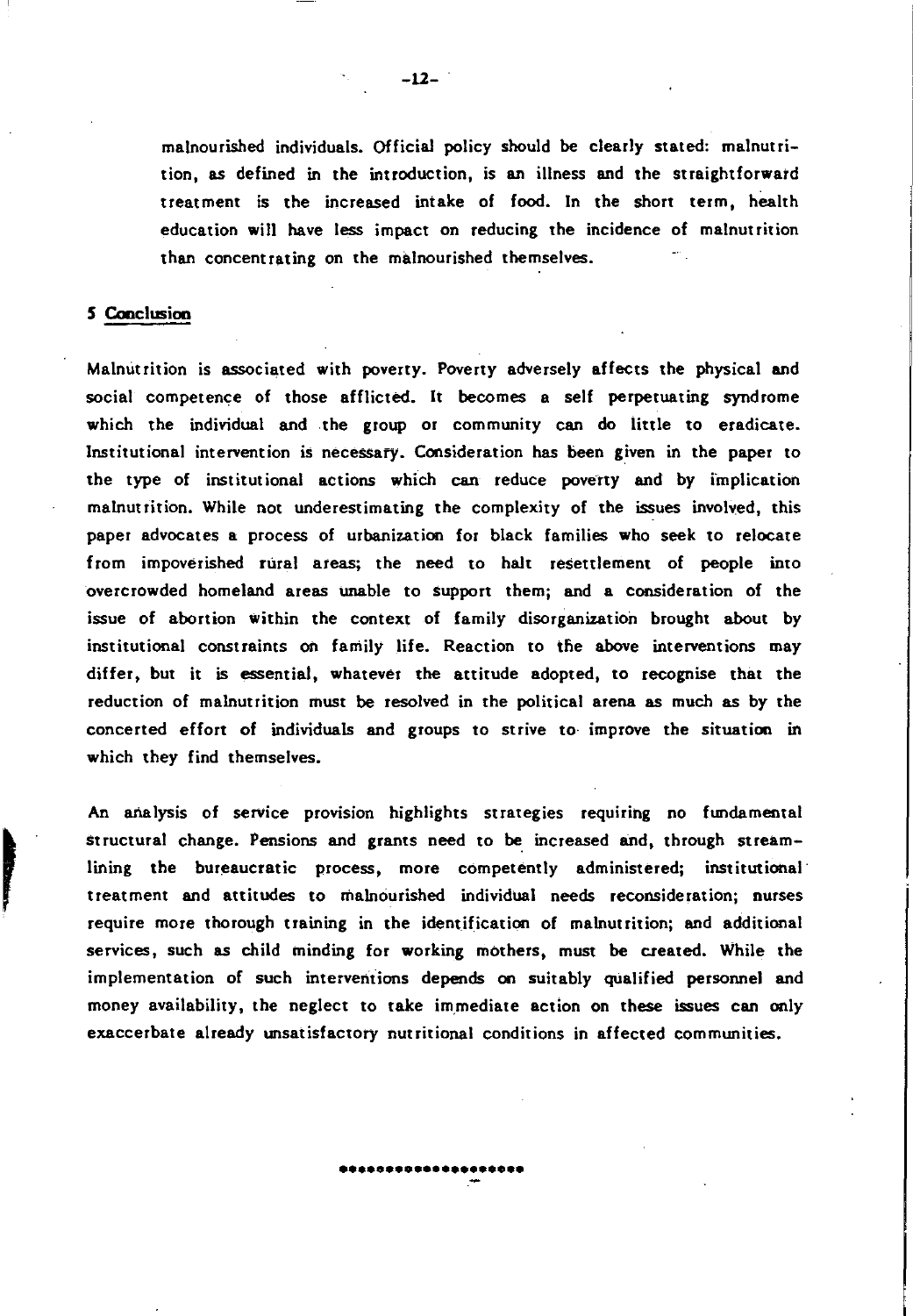malnourished individuals. Official policy should be clearly stated: malnutrition, as defined in the introduction, is an illness and the straightforward treatment is the increased intake of food. In the short term, health education will have less impact on reducing the incidence of malnutrition than concentrating on the malnourished themselves.

## 5 Conclusion

Malnutrition is associated with poverty. Poverty adversely affects the physical and social competence of those afflicted. It becomes a self perpetuating syndrome which the individual and the group or community can do little to eradicate. Institutional intervention is necessary. Consideration has been given in the paper to the type of institutional actions which can reduce poverty and by implication malnutrition. While not underestimating the complexity of the issues involved, this paper advocates a process of urbanization for black families who seek to relocate from impoverished rural areas; the need to halt resettlement of people into overcrowded homeland areas unable to support them; and a consideration of the issue of abortion within the context of family disorganization brought about by institutional constraints on family life. Reaction to the above interventions may differ, but it is essential, whatever the attitude adopted, to recognise that the reduction of malnutrition must be resolved in the political arena as much as by the concerted effort of individuals and groups to strive to improve the situation in which they find themselves.

An analysis of service provision highlights strategies requiring no fundamental structural change. Pensions and grants need to be increased and, through streamlining the bureaucratic process, more competently administered; institutional treatment and attitudes to malnourished individual needs reconsideration; nurses require more thorough training in the identification of malnutrition; and additional services, such as child minding for working mothers, must be created. While the implementation of such interventions depends on suitably qualified personnel and money availability, the neglect to take immediate action on these issues can only exaccerbate already unsatisfactory nutritional conditions in affected communities.

\*\*\*\*\*\*\*\*\*\*\*\*\*\*\*\*\*\*\*\*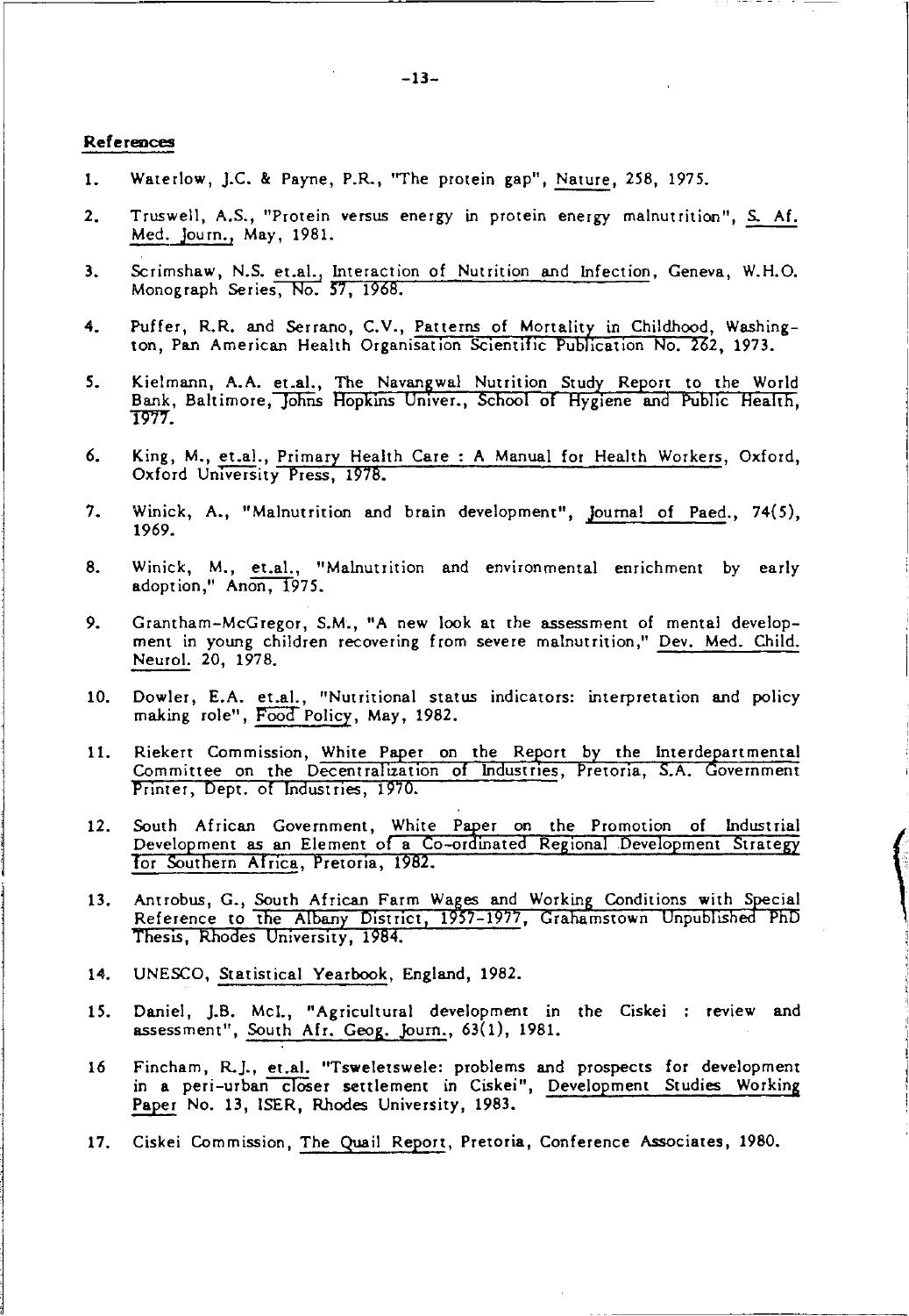**References**

1. Waterlow, J.C. & Payne, P.R., "The protein gap", Nature, 258, 1975.

2. Truswell, A.S., "Protein versus energy in protein energy malnutrition", S. Af. Med. Journ., May, 1981.

3. Scrimshaw, N.S. et.al., Interaction of Nutrition and Infection, Geneva, W.H.O. Monograph Series, No. 57, 1968.

4. Puffer, R.R. and Serrano, C.V., Patterns of Mortality in Childhood, Washington, Pan American Health Organisation Scientific Publication No. 262, 1973.

5. Kielmann, A.A. et.al., The Navangwal Nutrition Study Report to the World Bank, Baltimore, Johns Hopkins Univer., School of Hygiene and Public Health, 1977.

6. King, M., et.al., Primary Health Care : A Manual for Health Workers, Oxford, Oxford University Press, 1978.

7. Winick, A., "Malnutrition and brain development", Journal of Paed., 74(5), 1969.

8. Winick, M., et.al., "Malnutrition and environmental enrichment by early adoption," Anon, 1975.

9. Grantham-McGregor, S.M., "A new look at the assessment of mental development in young children recovering from severe malnutrition," Dev. Med. Child. Neurol. 20, 1978.

10. Dowler, E.A. et.al., "Nutritional status indicators: interpretation and policy making role", Food Policy, May, 1982.

11. Riekert Commission, White Paper on the Report by the Interdepartmental Committee on the Decentralization of Industries, Pretoria, S.A. Government Printer, Dept. of Industries, 1970.

12. South African Government, White Paper on the Promotion of Industrial Development as an Element of a Co-ordinated Regional Development Strategy for Southern Africa, Pretoria, 1982.

13. Antrobus, G., South African Farm Wages and Working Conditions with Special Reference to the Albany District, 1957-1977, Grahamstown Unpublished PhD Thesis, Rhodes University, 1984.

14. UNESCO, Statistical Yearbook, England, 1982.

15. Daniel, J.B. McI., "Agricultural development in the Ciskei : review and assessment", South Afr. Geog. Journ., 63(1), 1981.

16 Fincham, R.J., et.al. "Tsweletswele: problems and prospects for development in a peri-urban closer settlement in Ciskei", Development Studies Working Paper No. 13, ISER, Rhodes University, 1983.

17. Ciskei Commission, The Quail Report, Pretoria, Conference Associates, 1980.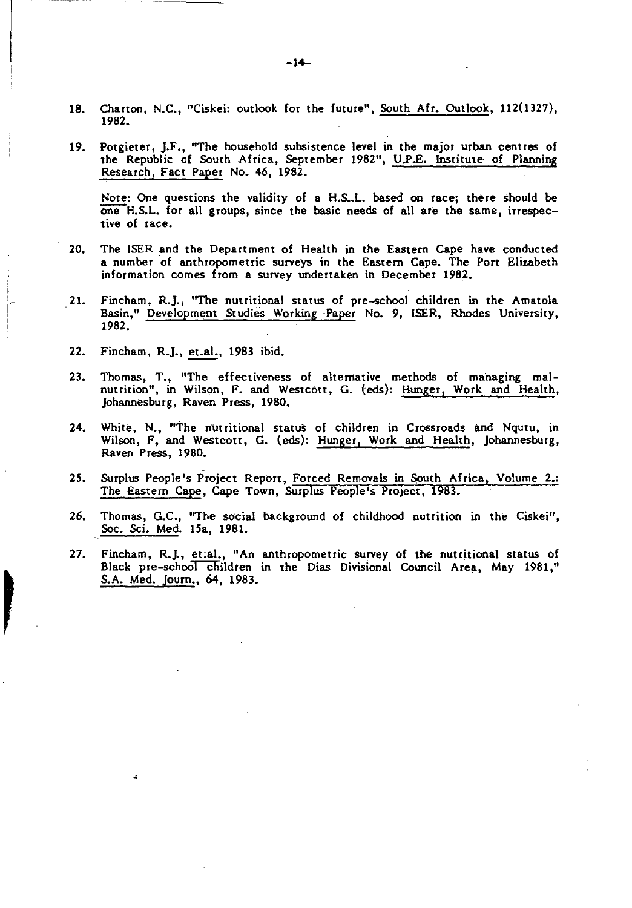18. Charton, N.C., "Ciskei: outlook for the future", South Afr. Outlook, 112(1327), 1982.

19. Potgieter, J.F., "The household subsistence level in the major urban centres of the Republic of South Africa, September 1982", U.P.E. Institute of Planning Research, Fact Paper No. 46, 1982.

    Note: One questions the validity of a H.S..L. based on race; there should be one H.S.L. for all groups, since the basic needs of all are the same, irrespective of race.

20. The ISER and the Department of Health in the Eastern Cape have conducted a number of anthropometric surveys in the Eastern Cape. The Port Elizabeth information comes from a survey undertaken in December 1982.

21. Fincham, R.J., "The nutritional status of pre-school children in the Amatola Basin," Development Studies Working Paper No. 9, ISER, Rhodes University, 1982.

22. Fincham, R.J., et.al., 1983 ibid.

23. Thomas, T., "The effectiveness of alternative methods of managing malnutrition", in Wilson, F. and Westcott, G. (eds): Hunger, Work and Health, Johannesburg, Raven Press, 1980.

24. White, N., "The nutritional status of children in Crossroads and Nqutu, in Wilson, F, and Westcott, G. (eds): Hunger, Work and Health, Johannesburg, Raven Press, 1980.

25. Surplus People's Project Report, Forced Removals in South Africa, Volume 2.: The Eastern Cape, Cape Town, Surplus People's Project, 1983.

26. Thomas, G.C., "The social background of childhood nutrition in the Ciskei", Soc. Sci. Med. 15a, 1981.

27. Fincham, R.J., et.al., "An anthropometric survey of the nutritional status of Black pre-school children in the Dias Divisional Council Area, May 1981," S.A. Med. Journ., 64, 1983.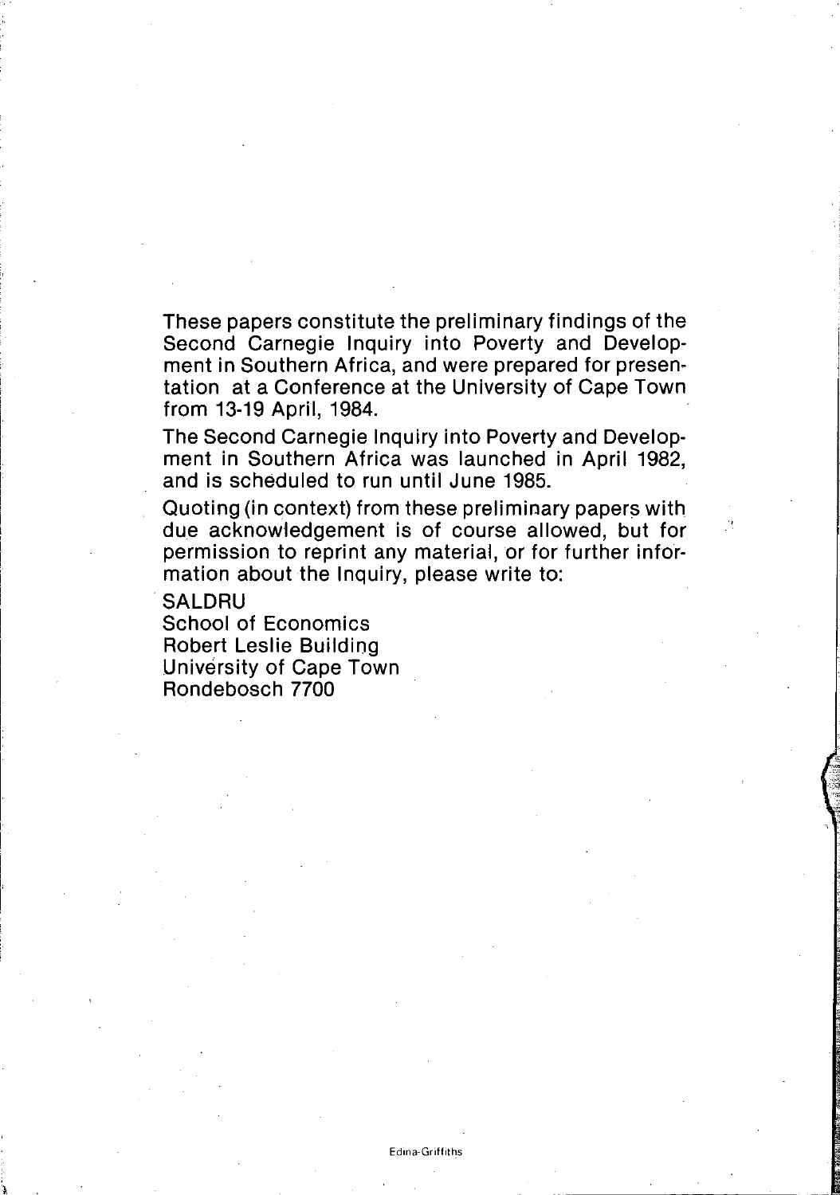These papers constitute the preliminary findings of the Second Carnegie Inquiry into Poverty and Development in Southern Africa, and were prepared for presentation at a Conference at the University of Cape Town from 13-19 April, 1984.

The Second Carnegie Inquiry into Poverty and Development in Southern Africa was launched in April 1982, and is scheduled to run until June 1985.

Quoting (in context) from these preliminary papers with due acknowledgement is of course allowed, but for permission to reprint any material, or for further information about the Inquiry, please write to:

SALDRU
School of Economics
Robert Leslie Building
University of Cape Town
Rondebosch 7700

Edina-Griffiths